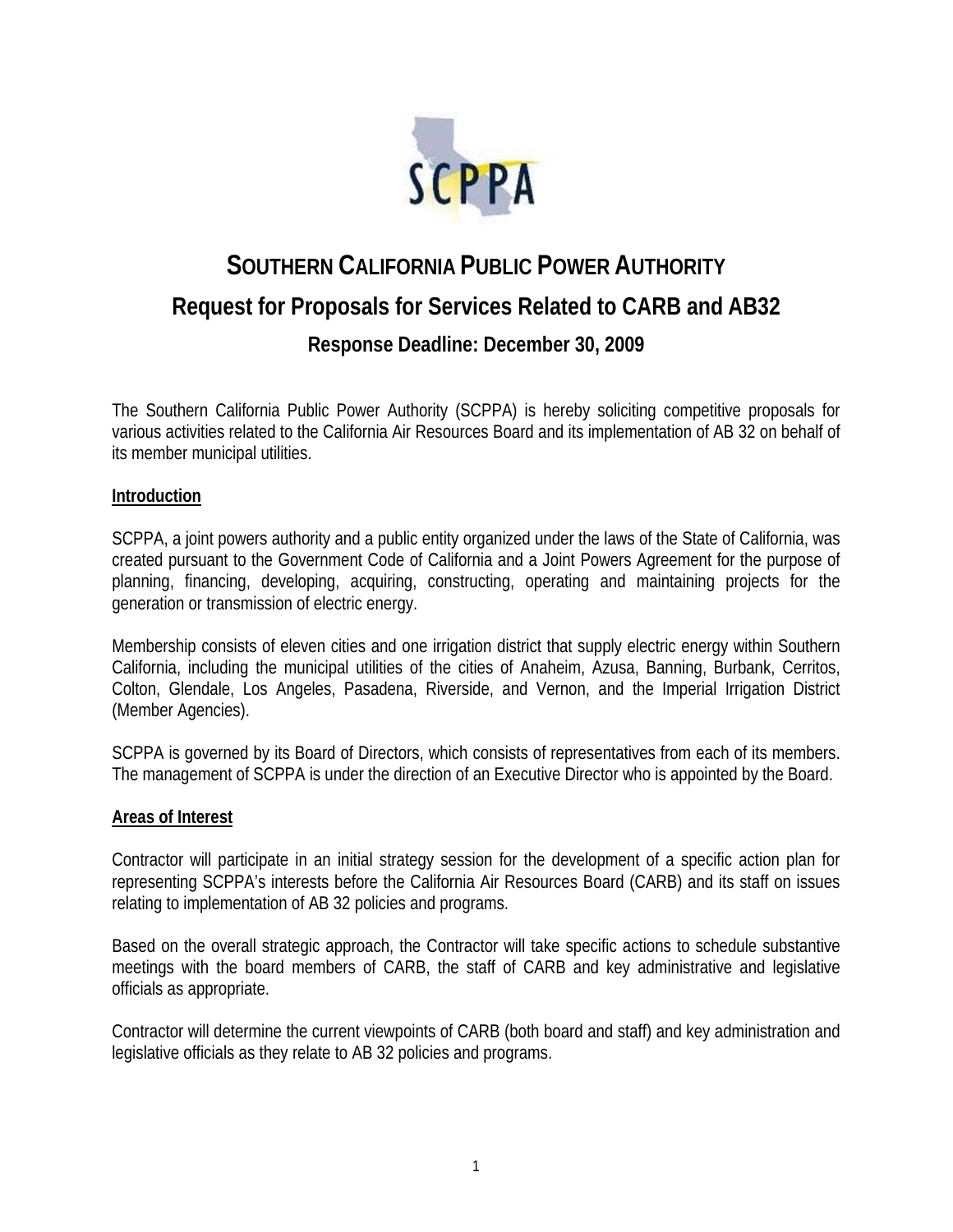# SOUTHERN CALIFORNIA PUBLIC POWER AUTHORITY

## Request for Proposals for Services Related to CARB and AB32

### Response Deadline: December 30, 2009

The Southern California Public Power Authority (SCPPA) is hereby soliciting competitive proposals for various activities related to the California Air Resources Board and its implementation of AB 32 on behalf of its member municipal utilities.

**Introduction**

SCPPA, a joint powers authority and a public entity organized under the laws of the State of California, was created pursuant to the Government Code of California and a Joint Powers Agreement for the purpose of planning, financing, developing, acquiring, constructing, operating and maintaining projects for the generation or transmission of electric energy.

Membership consists of eleven cities and one irrigation district that supply electric energy within Southern California, including the municipal utilities of the cities of Anaheim, Azusa, Banning, Burbank, Cerritos, Colton, Glendale, Los Angeles, Pasadena, Riverside, and Vernon, and the Imperial Irrigation District (Member Agencies).

SCPPA is governed by its Board of Directors, which consists of representatives from each of its members. The management of SCPPA is under the direction of an Executive Director who is appointed by the Board.

**Areas of Interest**

Contractor will participate in an initial strategy session for the development of a specific action plan for representing SCPPA's interests before the California Air Resources Board (CARB) and its staff on issues relating to implementation of AB 32 policies and programs.

Based on the overall strategic approach, the Contractor will take specific actions to schedule substantive meetings with the board members of CARB, the staff of CARB and key administrative and legislative officials as appropriate.

Contractor will determine the current viewpoints of CARB (both board and staff) and key administration and legislative officials as they relate to AB 32 policies and programs.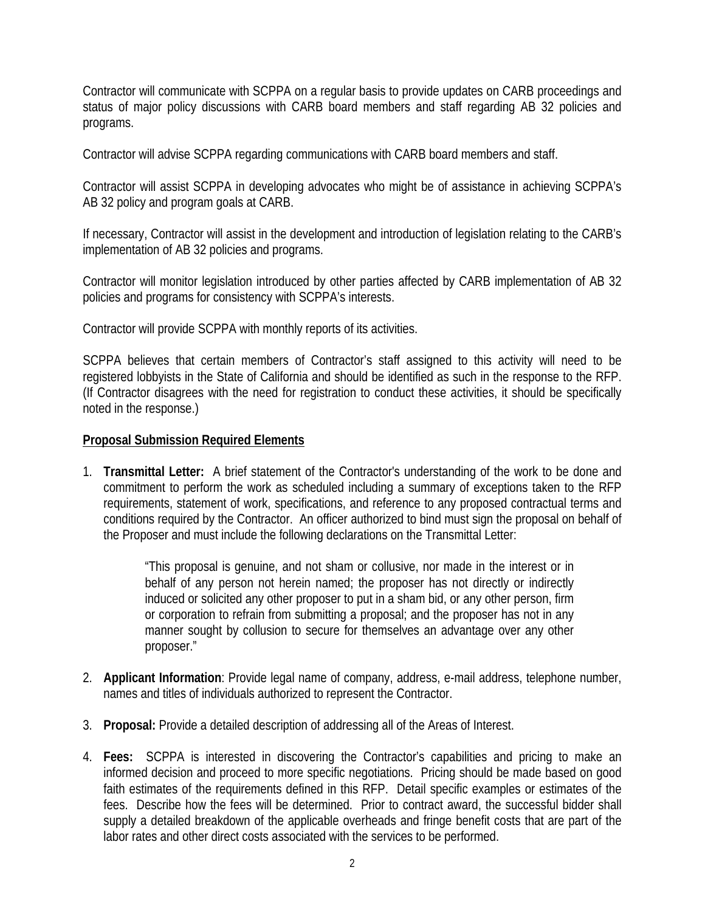Contractor will communicate with SCPPA on a regular basis to provide updates on CARB proceedings and status of major policy discussions with CARB board members and staff regarding AB 32 policies and programs.

Contractor will advise SCPPA regarding communications with CARB board members and staff.

Contractor will assist SCPPA in developing advocates who might be of assistance in achieving SCPPA's AB 32 policy and program goals at CARB.

If necessary, Contractor will assist in the development and introduction of legislation relating to the CARB's implementation of AB 32 policies and programs.

Contractor will monitor legislation introduced by other parties affected by CARB implementation of AB 32 policies and programs for consistency with SCPPA's interests.

Contractor will provide SCPPA with monthly reports of its activities.

SCPPA believes that certain members of Contractor's staff assigned to this activity will need to be registered lobbyists in the State of California and should be identified as such in the response to the RFP. (If Contractor disagrees with the need for registration to conduct these activities, it should be specifically noted in the response.)

**Proposal Submission Required Elements**

1. **Transmittal Letter:** A brief statement of the Contractor's understanding of the work to be done and commitment to perform the work as scheduled including a summary of exceptions taken to the RFP requirements, statement of work, specifications, and reference to any proposed contractual terms and conditions required by the Contractor. An officer authorized to bind must sign the proposal on behalf of the Proposer and must include the following declarations on the Transmittal Letter:

   > "This proposal is genuine, and not sham or collusive, nor made in the interest or in behalf of any person not herein named; the proposer has not directly or indirectly induced or solicited any other proposer to put in a sham bid, or any other person, firm or corporation to refrain from submitting a proposal; and the proposer has not in any manner sought by collusion to secure for themselves an advantage over any other proposer."

2. **Applicant Information**: Provide legal name of company, address, e-mail address, telephone number, names and titles of individuals authorized to represent the Contractor.

3. **Proposal:** Provide a detailed description of addressing all of the Areas of Interest.

4. **Fees:** SCPPA is interested in discovering the Contractor's capabilities and pricing to make an informed decision and proceed to more specific negotiations. Pricing should be made based on good faith estimates of the requirements defined in this RFP. Detail specific examples or estimates of the fees. Describe how the fees will be determined. Prior to contract award, the successful bidder shall supply a detailed breakdown of the applicable overheads and fringe benefit costs that are part of the labor rates and other direct costs associated with the services to be performed.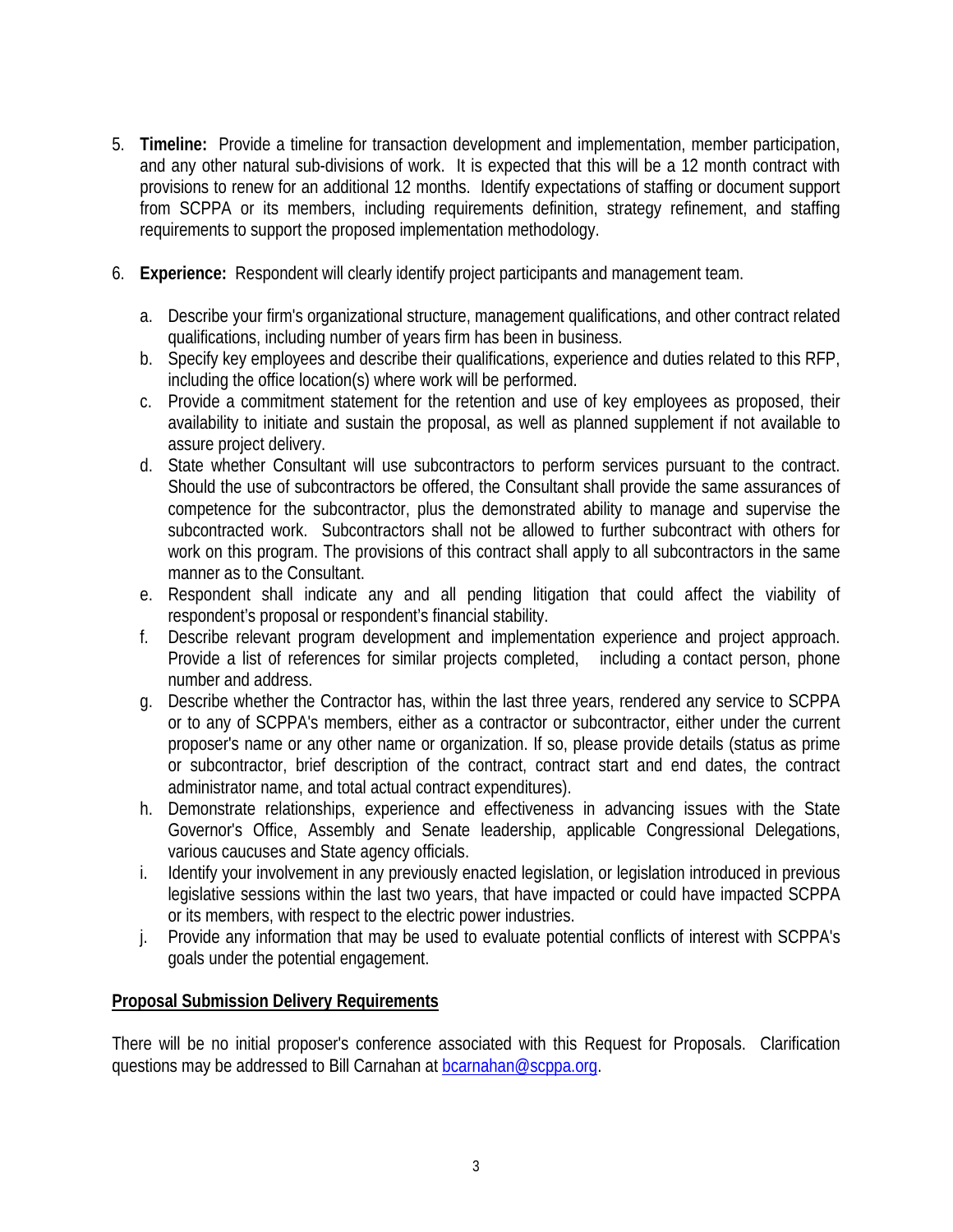5. **Timeline:** Provide a timeline for transaction development and implementation, member participation, and any other natural sub-divisions of work. It is expected that this will be a 12 month contract with provisions to renew for an additional 12 months. Identify expectations of staffing or document support from SCPPA or its members, including requirements definition, strategy refinement, and staffing requirements to support the proposed implementation methodology.

6. **Experience:** Respondent will clearly identify project participants and management team.

   a. Describe your firm's organizational structure, management qualifications, and other contract related qualifications, including number of years firm has been in business.
   b. Specify key employees and describe their qualifications, experience and duties related to this RFP, including the office location(s) where work will be performed.
   c. Provide a commitment statement for the retention and use of key employees as proposed, their availability to initiate and sustain the proposal, as well as planned supplement if not available to assure project delivery.
   d. State whether Consultant will use subcontractors to perform services pursuant to the contract. Should the use of subcontractors be offered, the Consultant shall provide the same assurances of competence for the subcontractor, plus the demonstrated ability to manage and supervise the subcontracted work. Subcontractors shall not be allowed to further subcontract with others for work on this program. The provisions of this contract shall apply to all subcontractors in the same manner as to the Consultant.
   e. Respondent shall indicate any and all pending litigation that could affect the viability of respondent's proposal or respondent's financial stability.
   f. Describe relevant program development and implementation experience and project approach. Provide a list of references for similar projects completed, including a contact person, phone number and address.
   g. Describe whether the Contractor has, within the last three years, rendered any service to SCPPA or to any of SCPPA's members, either as a contractor or subcontractor, either under the current proposer's name or any other name or organization. If so, please provide details (status as prime or subcontractor, brief description of the contract, contract start and end dates, the contract administrator name, and total actual contract expenditures).
   h. Demonstrate relationships, experience and effectiveness in advancing issues with the State Governor's Office, Assembly and Senate leadership, applicable Congressional Delegations, various caucuses and State agency officials.
   i. Identify your involvement in any previously enacted legislation, or legislation introduced in previous legislative sessions within the last two years, that have impacted or could have impacted SCPPA or its members, with respect to the electric power industries.
   j. Provide any information that may be used to evaluate potential conflicts of interest with SCPPA's goals under the potential engagement.

**Proposal Submission Delivery Requirements**

There will be no initial proposer's conference associated with this Request for Proposals. Clarification questions may be addressed to Bill Carnahan at bcarnahan@scppa.org.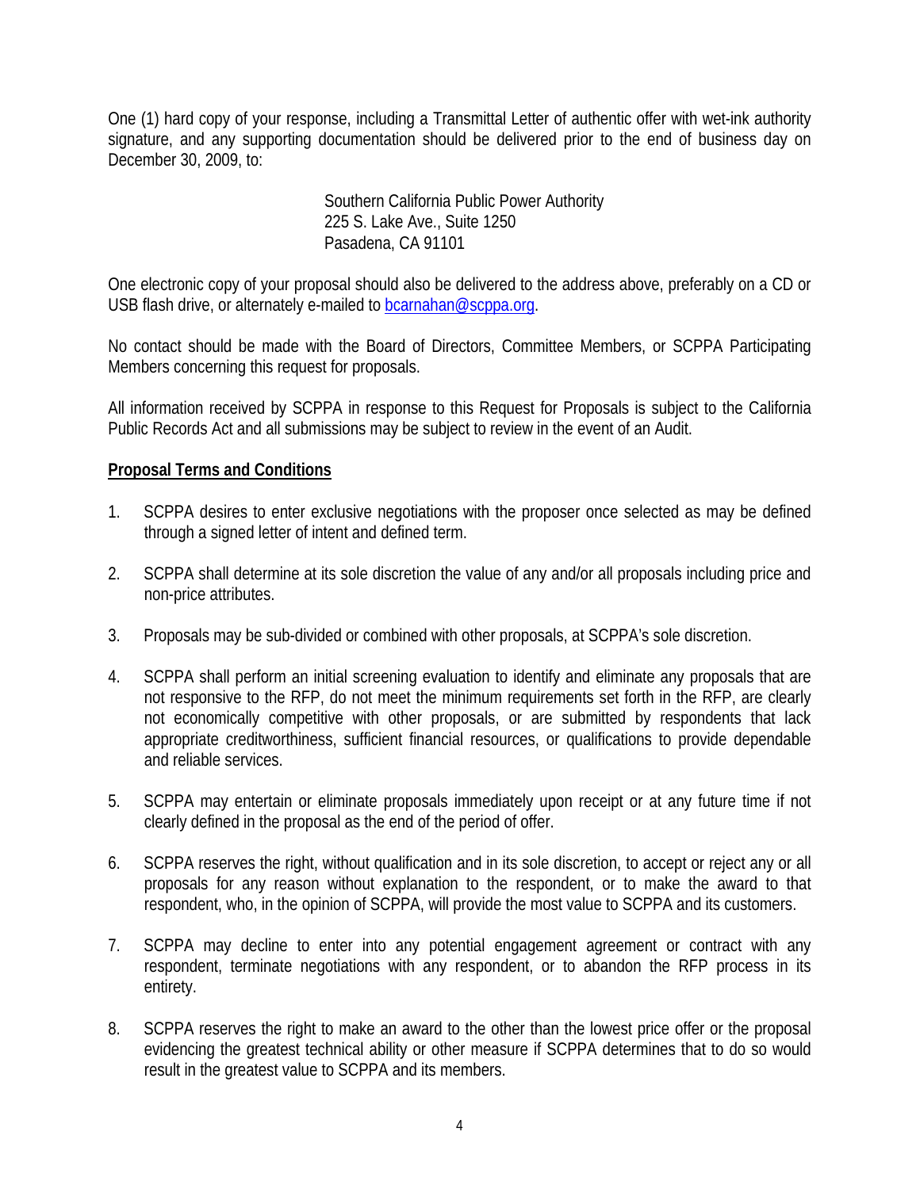One (1) hard copy of your response, including a Transmittal Letter of authentic offer with wet-ink authority signature, and any supporting documentation should be delivered prior to the end of business day on December 30, 2009, to:

Southern California Public Power Authority
225 S. Lake Ave., Suite 1250
Pasadena, CA 91101

One electronic copy of your proposal should also be delivered to the address above, preferably on a CD or USB flash drive, or alternately e-mailed to bcarnahan@scppa.org.

No contact should be made with the Board of Directors, Committee Members, or SCPPA Participating Members concerning this request for proposals.

All information received by SCPPA in response to this Request for Proposals is subject to the California Public Records Act and all submissions may be subject to review in the event of an Audit.

**Proposal Terms and Conditions**

1. SCPPA desires to enter exclusive negotiations with the proposer once selected as may be defined through a signed letter of intent and defined term.

2. SCPPA shall determine at its sole discretion the value of any and/or all proposals including price and non-price attributes.

3. Proposals may be sub-divided or combined with other proposals, at SCPPA's sole discretion.

4. SCPPA shall perform an initial screening evaluation to identify and eliminate any proposals that are not responsive to the RFP, do not meet the minimum requirements set forth in the RFP, are clearly not economically competitive with other proposals, or are submitted by respondents that lack appropriate creditworthiness, sufficient financial resources, or qualifications to provide dependable and reliable services.

5. SCPPA may entertain or eliminate proposals immediately upon receipt or at any future time if not clearly defined in the proposal as the end of the period of offer.

6. SCPPA reserves the right, without qualification and in its sole discretion, to accept or reject any or all proposals for any reason without explanation to the respondent, or to make the award to that respondent, who, in the opinion of SCPPA, will provide the most value to SCPPA and its customers.

7. SCPPA may decline to enter into any potential engagement agreement or contract with any respondent, terminate negotiations with any respondent, or to abandon the RFP process in its entirety.

8. SCPPA reserves the right to make an award to the other than the lowest price offer or the proposal evidencing the greatest technical ability or other measure if SCPPA determines that to do so would result in the greatest value to SCPPA and its members.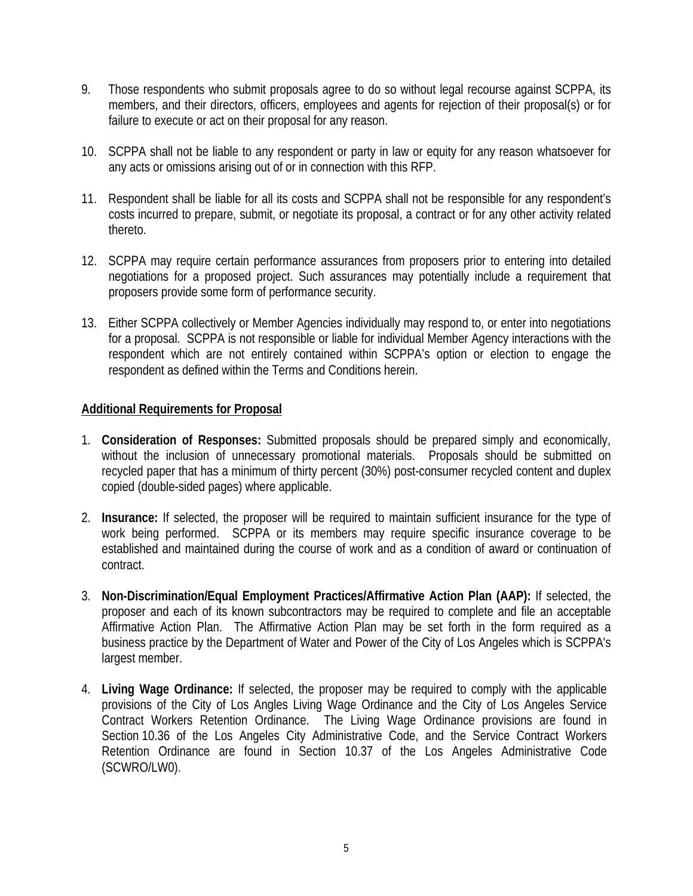9. Those respondents who submit proposals agree to do so without legal recourse against SCPPA, its members, and their directors, officers, employees and agents for rejection of their proposal(s) or for failure to execute or act on their proposal for any reason.

10. SCPPA shall not be liable to any respondent or party in law or equity for any reason whatsoever for any acts or omissions arising out of or in connection with this RFP.

11. Respondent shall be liable for all its costs and SCPPA shall not be responsible for any respondent's costs incurred to prepare, submit, or negotiate its proposal, a contract or for any other activity related thereto.

12. SCPPA may require certain performance assurances from proposers prior to entering into detailed negotiations for a proposed project. Such assurances may potentially include a requirement that proposers provide some form of performance security.

13. Either SCPPA collectively or Member Agencies individually may respond to, or enter into negotiations for a proposal. SCPPA is not responsible or liable for individual Member Agency interactions with the respondent which are not entirely contained within SCPPA's option or election to engage the respondent as defined within the Terms and Conditions herein.

**Additional Requirements for Proposal**

1. **Consideration of Responses:** Submitted proposals should be prepared simply and economically, without the inclusion of unnecessary promotional materials. Proposals should be submitted on recycled paper that has a minimum of thirty percent (30%) post-consumer recycled content and duplex copied (double-sided pages) where applicable.

2. **Insurance:** If selected, the proposer will be required to maintain sufficient insurance for the type of work being performed. SCPPA or its members may require specific insurance coverage to be established and maintained during the course of work and as a condition of award or continuation of contract.

3. **Non-Discrimination/Equal Employment Practices/Affirmative Action Plan (AAP):** If selected, the proposer and each of its known subcontractors may be required to complete and file an acceptable Affirmative Action Plan. The Affirmative Action Plan may be set forth in the form required as a business practice by the Department of Water and Power of the City of Los Angeles which is SCPPA's largest member.

4. **Living Wage Ordinance:** If selected, the proposer may be required to comply with the applicable provisions of the City of Los Angles Living Wage Ordinance and the City of Los Angeles Service Contract Workers Retention Ordinance. The Living Wage Ordinance provisions are found in Section 10.36 of the Los Angeles City Administrative Code, and the Service Contract Workers Retention Ordinance are found in Section 10.37 of the Los Angeles Administrative Code (SCWRO/LW0).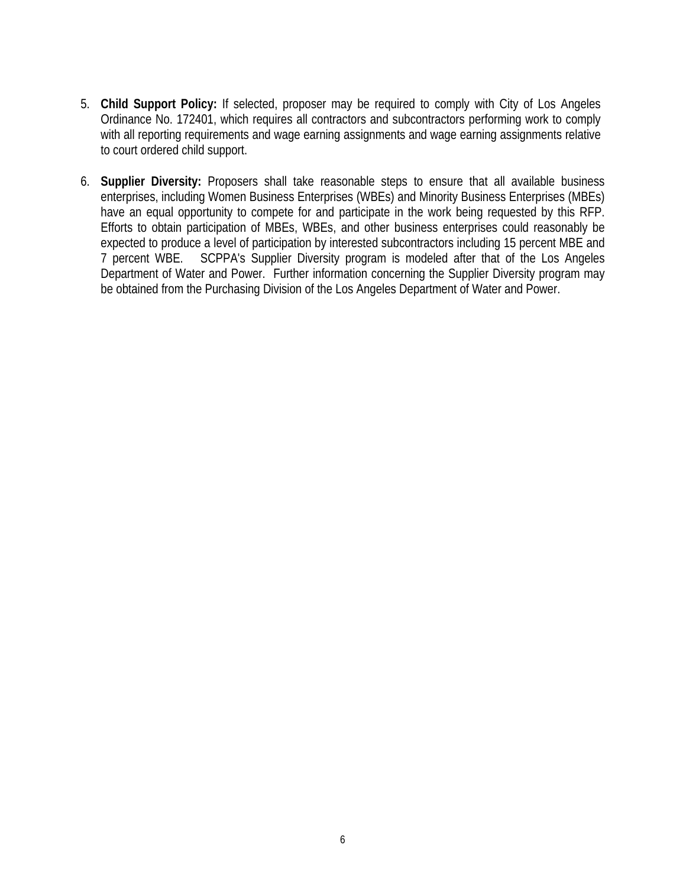5. **Child Support Policy:** If selected, proposer may be required to comply with City of Los Angeles Ordinance No. 172401, which requires all contractors and subcontractors performing work to comply with all reporting requirements and wage earning assignments and wage earning assignments relative to court ordered child support.

6. **Supplier Diversity:** Proposers shall take reasonable steps to ensure that all available business enterprises, including Women Business Enterprises (WBEs) and Minority Business Enterprises (MBEs) have an equal opportunity to compete for and participate in the work being requested by this RFP. Efforts to obtain participation of MBEs, WBEs, and other business enterprises could reasonably be expected to produce a level of participation by interested subcontractors including 15 percent MBE and 7 percent WBE. SCPPA's Supplier Diversity program is modeled after that of the Los Angeles Department of Water and Power. Further information concerning the Supplier Diversity program may be obtained from the Purchasing Division of the Los Angeles Department of Water and Power.